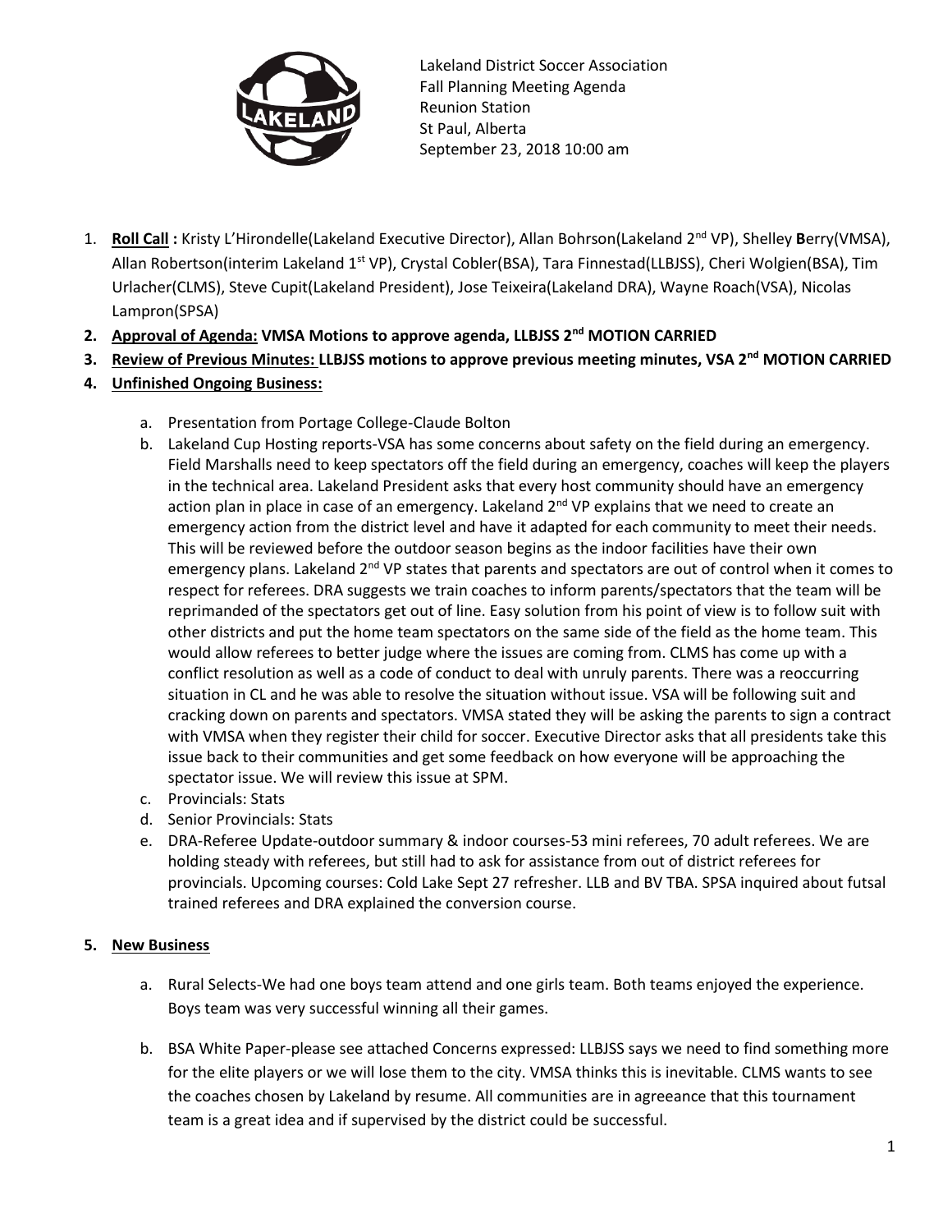Lakeland District Soccer Association
Fall Planning Meeting Agenda
Reunion Station
St Paul, Alberta
September 23, 2018 10:00 am

1. **Roll Call :** Kristy L'Hirondelle(Lakeland Executive Director), Allan Bohrson(Lakeland 2nd VP), Shelley **B**erry(VMSA), Allan Robertson(interim Lakeland 1st VP), Crystal Cobler(BSA), Tara Finnestad(LLBJSS), Cheri Wolgien(BSA), Tim Urlacher(CLMS), Steve Cupit(Lakeland President), Jose Teixeira(Lakeland DRA), Wayne Roach(VSA), Nicolas Lampron(SPSA)
2. **Approval of Agenda: VMSA Motions to approve agenda, LLBJSS 2nd MOTION CARRIED**
3. **Review of Previous Minutes: LLBJSS motions to approve previous meeting minutes, VSA 2nd MOTION CARRIED**
4. **Unfinished Ongoing Business:**
   a. Presentation from Portage College-Claude Bolton
   b. Lakeland Cup Hosting reports-VSA has some concerns about safety on the field during an emergency. Field Marshalls need to keep spectators off the field during an emergency, coaches will keep the players in the technical area. Lakeland President asks that every host community should have an emergency action plan in place in case of an emergency. Lakeland 2nd VP explains that we need to create an emergency action from the district level and have it adapted for each community to meet their needs. This will be reviewed before the outdoor season begins as the indoor facilities have their own emergency plans. Lakeland 2nd VP states that parents and spectators are out of control when it comes to respect for referees. DRA suggests we train coaches to inform parents/spectators that the team will be reprimanded of the spectators get out of line. Easy solution from his point of view is to follow suit with other districts and put the home team spectators on the same side of the field as the home team. This would allow referees to better judge where the issues are coming from. CLMS has come up with a conflict resolution as well as a code of conduct to deal with unruly parents. There was a reoccurring situation in CL and he was able to resolve the situation without issue. VSA will be following suit and cracking down on parents and spectators. VMSA stated they will be asking the parents to sign a contract with VMSA when they register their child for soccer. Executive Director asks that all presidents take this issue back to their communities and get some feedback on how everyone will be approaching the spectator issue. We will review this issue at SPM.
   c. Provincials: Stats
   d. Senior Provincials: Stats
   e. DRA-Referee Update-outdoor summary & indoor courses-53 mini referees, 70 adult referees. We are holding steady with referees, but still had to ask for assistance from out of district referees for provincials. Upcoming courses: Cold Lake Sept 27 refresher. LLB and BV TBA. SPSA inquired about futsal trained referees and DRA explained the conversion course.

5. **New Business**
   a. Rural Selects-We had one boys team attend and one girls team. Both teams enjoyed the experience. Boys team was very successful winning all their games.
   b. BSA White Paper-please see attached Concerns expressed: LLBJSS says we need to find something more for the elite players or we will lose them to the city. VMSA thinks this is inevitable. CLMS wants to see the coaches chosen by Lakeland by resume. All communities are in agreeance that this tournament team is a great idea and if supervised by the district could be successful.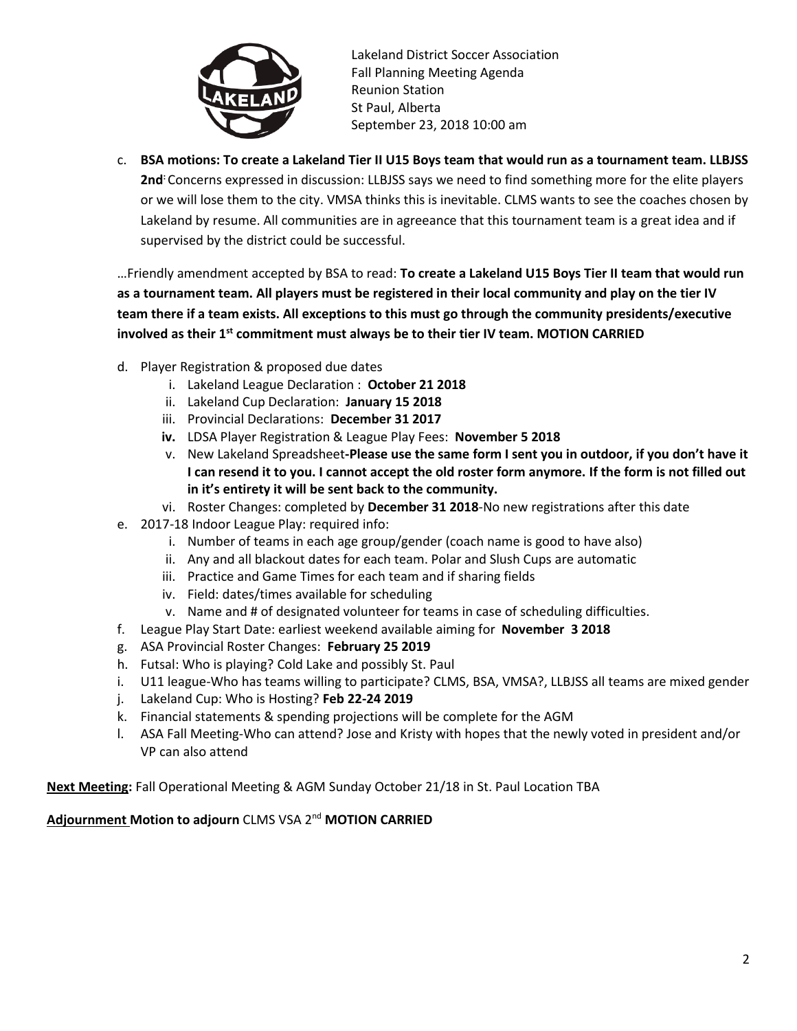Lakeland District Soccer Association
Fall Planning Meeting Agenda
Reunion Station
St Paul, Alberta
September 23, 2018 10:00 am

c. **BSA motions: To create a Lakeland Tier II U15 Boys team that would run as a tournament team. LLBJSS 2nd:** Concerns expressed in discussion: LLBJSS says we need to find something more for the elite players or we will lose them to the city. VMSA thinks this is inevitable. CLMS wants to see the coaches chosen by Lakeland by resume. All communities are in agreeance that this tournament team is a great idea and if supervised by the district could be successful.

…Friendly amendment accepted by BSA to read: **To create a Lakeland U15 Boys Tier II team that would run as a tournament team. All players must be registered in their local community and play on the tier IV team there if a team exists. All exceptions to this must go through the community presidents/executive involved as their 1st commitment must always be to their tier IV team. MOTION CARRIED**

d. Player Registration & proposed due dates
   i. Lakeland League Declaration : **October 21 2018**
   ii. Lakeland Cup Declaration: **January 15 2018**
   iii. Provincial Declarations: **December 31 2017**
   **iv.** LDSA Player Registration & League Play Fees: **November 5 2018**
   v. New Lakeland Spreadsheet-**Please use the same form I sent you in outdoor, if you don't have it I can resend it to you. I cannot accept the old roster form anymore. If the form is not filled out in it's entirety it will be sent back to the community.**
   vi. Roster Changes: completed by **December 31 2018**-No new registrations after this date
e. 2017-18 Indoor League Play: required info:
   i. Number of teams in each age group/gender (coach name is good to have also)
   ii. Any and all blackout dates for each team. Polar and Slush Cups are automatic
   iii. Practice and Game Times for each team and if sharing fields
   iv. Field: dates/times available for scheduling
   v. Name and # of designated volunteer for teams in case of scheduling difficulties.
f. League Play Start Date: earliest weekend available aiming for **November 3 2018**
g. ASA Provincial Roster Changes: **February 25 2019**
h. Futsal: Who is playing? Cold Lake and possibly St. Paul
i. U11 league-Who has teams willing to participate? CLMS, BSA, VMSA?, LLBJSS all teams are mixed gender
j. Lakeland Cup: Who is Hosting? **Feb 22-24 2019**
k. Financial statements & spending projections will be complete for the AGM
l. ASA Fall Meeting-Who can attend? Jose and Kristy with hopes that the newly voted in president and/or VP can also attend

**Next Meeting:** Fall Operational Meeting & AGM Sunday October 21/18 in St. Paul Location TBA

**Adjournment Motion to adjourn** CLMS VSA 2nd **MOTION CARRIED**